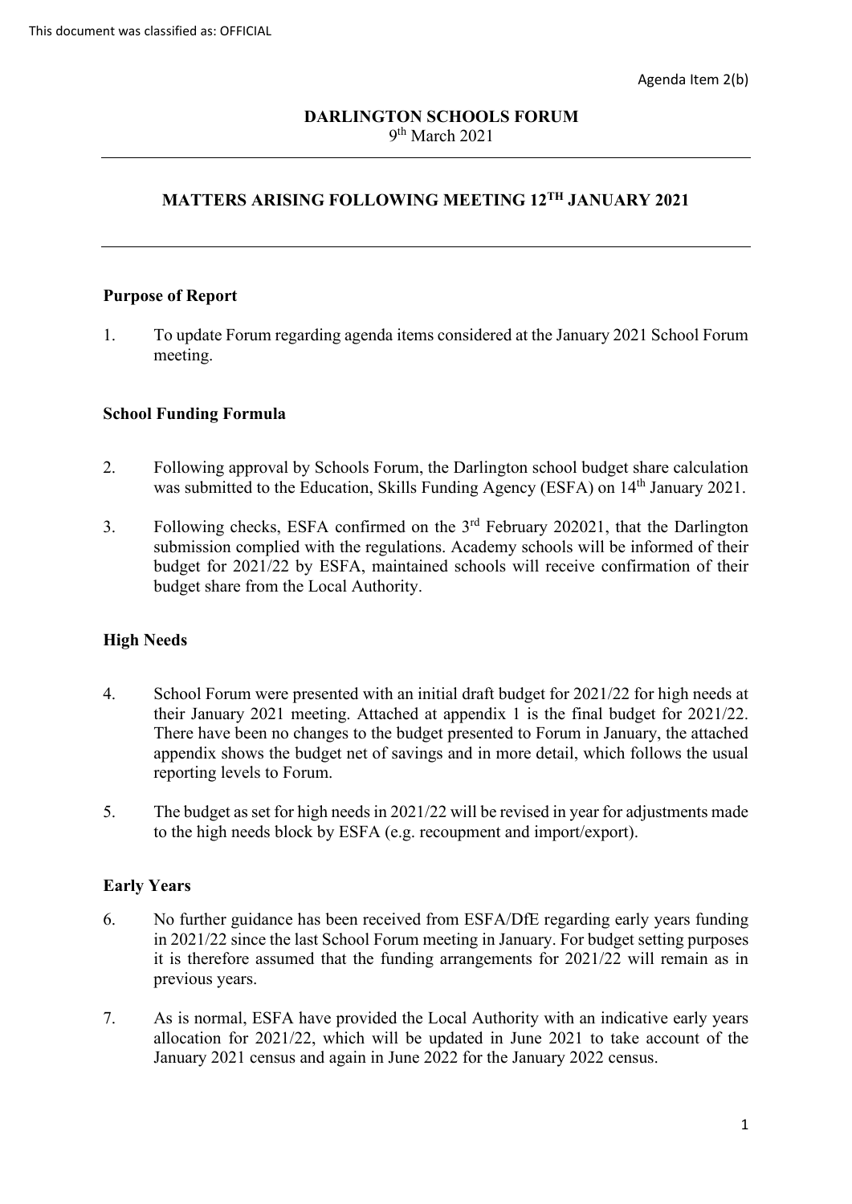This document was classified as: OFFICIAL

Agenda Item 2(b)

**DARLINGTON SCHOOLS FORUM**
9th March 2021

# MATTERS ARISING FOLLOWING MEETING 12TH JANUARY 2021

## Purpose of Report

1. To update Forum regarding agenda items considered at the January 2021 School Forum meeting.

## School Funding Formula

2. Following approval by Schools Forum, the Darlington school budget share calculation was submitted to the Education, Skills Funding Agency (ESFA) on 14th January 2021.

3. Following checks, ESFA confirmed on the 3rd February 202021, that the Darlington submission complied with the regulations. Academy schools will be informed of their budget for 2021/22 by ESFA, maintained schools will receive confirmation of their budget share from the Local Authority.

## High Needs

4. School Forum were presented with an initial draft budget for 2021/22 for high needs at their January 2021 meeting. Attached at appendix 1 is the final budget for 2021/22. There have been no changes to the budget presented to Forum in January, the attached appendix shows the budget net of savings and in more detail, which follows the usual reporting levels to Forum.

5. The budget as set for high needs in 2021/22 will be revised in year for adjustments made to the high needs block by ESFA (e.g. recoupment and import/export).

## Early Years

6. No further guidance has been received from ESFA/DfE regarding early years funding in 2021/22 since the last School Forum meeting in January. For budget setting purposes it is therefore assumed that the funding arrangements for 2021/22 will remain as in previous years.

7. As is normal, ESFA have provided the Local Authority with an indicative early years allocation for 2021/22, which will be updated in June 2021 to take account of the January 2021 census and again in June 2022 for the January 2022 census.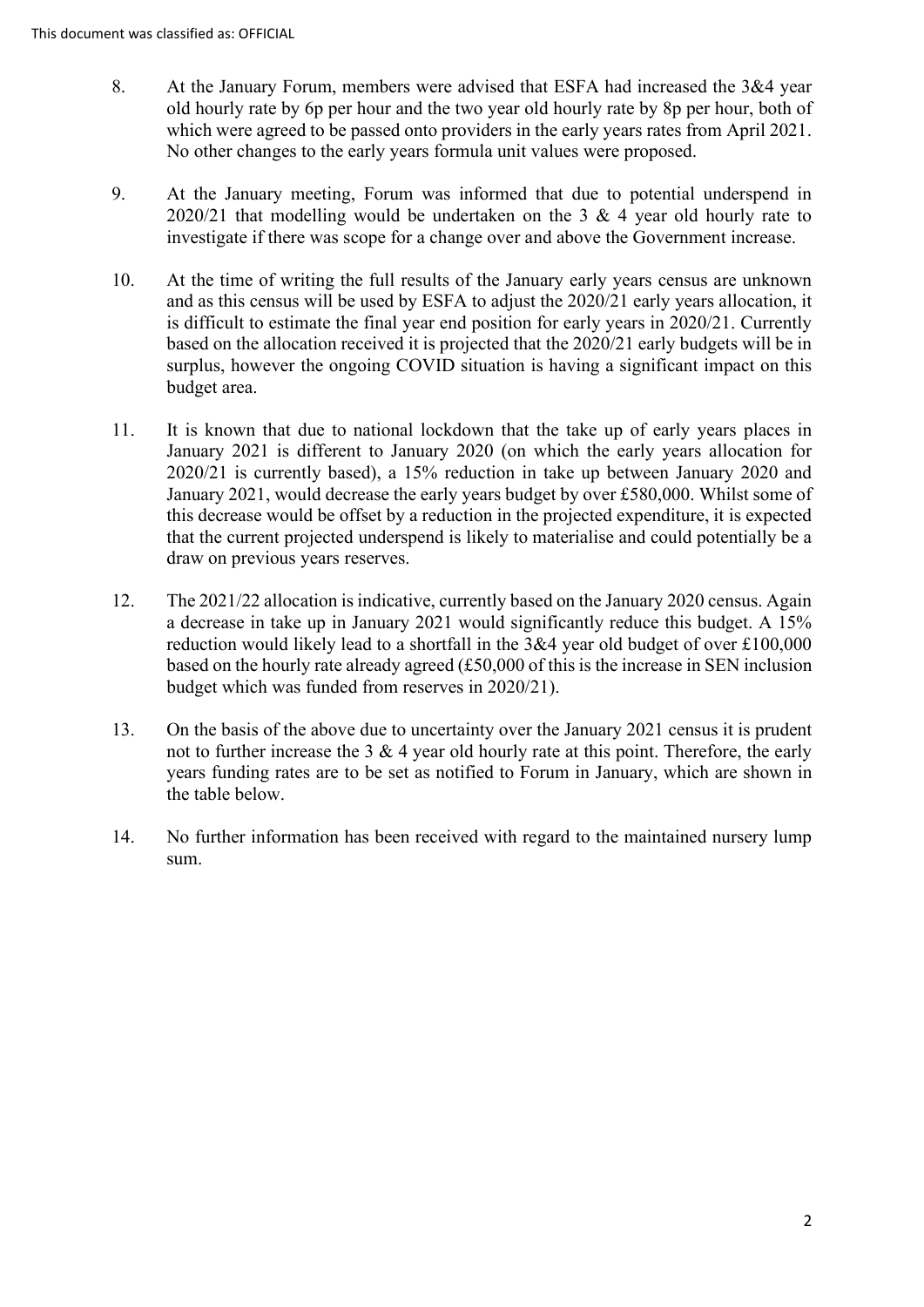8. At the January Forum, members were advised that ESFA had increased the 3&4 year old hourly rate by 6p per hour and the two year old hourly rate by 8p per hour, both of which were agreed to be passed onto providers in the early years rates from April 2021. No other changes to the early years formula unit values were proposed.

9. At the January meeting, Forum was informed that due to potential underspend in 2020/21 that modelling would be undertaken on the 3 & 4 year old hourly rate to investigate if there was scope for a change over and above the Government increase.

10. At the time of writing the full results of the January early years census are unknown and as this census will be used by ESFA to adjust the 2020/21 early years allocation, it is difficult to estimate the final year end position for early years in 2020/21. Currently based on the allocation received it is projected that the 2020/21 early budgets will be in surplus, however the ongoing COVID situation is having a significant impact on this budget area.

11. It is known that due to national lockdown that the take up of early years places in January 2021 is different to January 2020 (on which the early years allocation for 2020/21 is currently based), a 15% reduction in take up between January 2020 and January 2021, would decrease the early years budget by over £580,000. Whilst some of this decrease would be offset by a reduction in the projected expenditure, it is expected that the current projected underspend is likely to materialise and could potentially be a draw on previous years reserves.

12. The 2021/22 allocation is indicative, currently based on the January 2020 census. Again a decrease in take up in January 2021 would significantly reduce this budget. A 15% reduction would likely lead to a shortfall in the 3&4 year old budget of over £100,000 based on the hourly rate already agreed (£50,000 of this is the increase in SEN inclusion budget which was funded from reserves in 2020/21).

13. On the basis of the above due to uncertainty over the January 2021 census it is prudent not to further increase the 3 & 4 year old hourly rate at this point. Therefore, the early years funding rates are to be set as notified to Forum in January, which are shown in the table below.

14. No further information has been received with regard to the maintained nursery lump sum.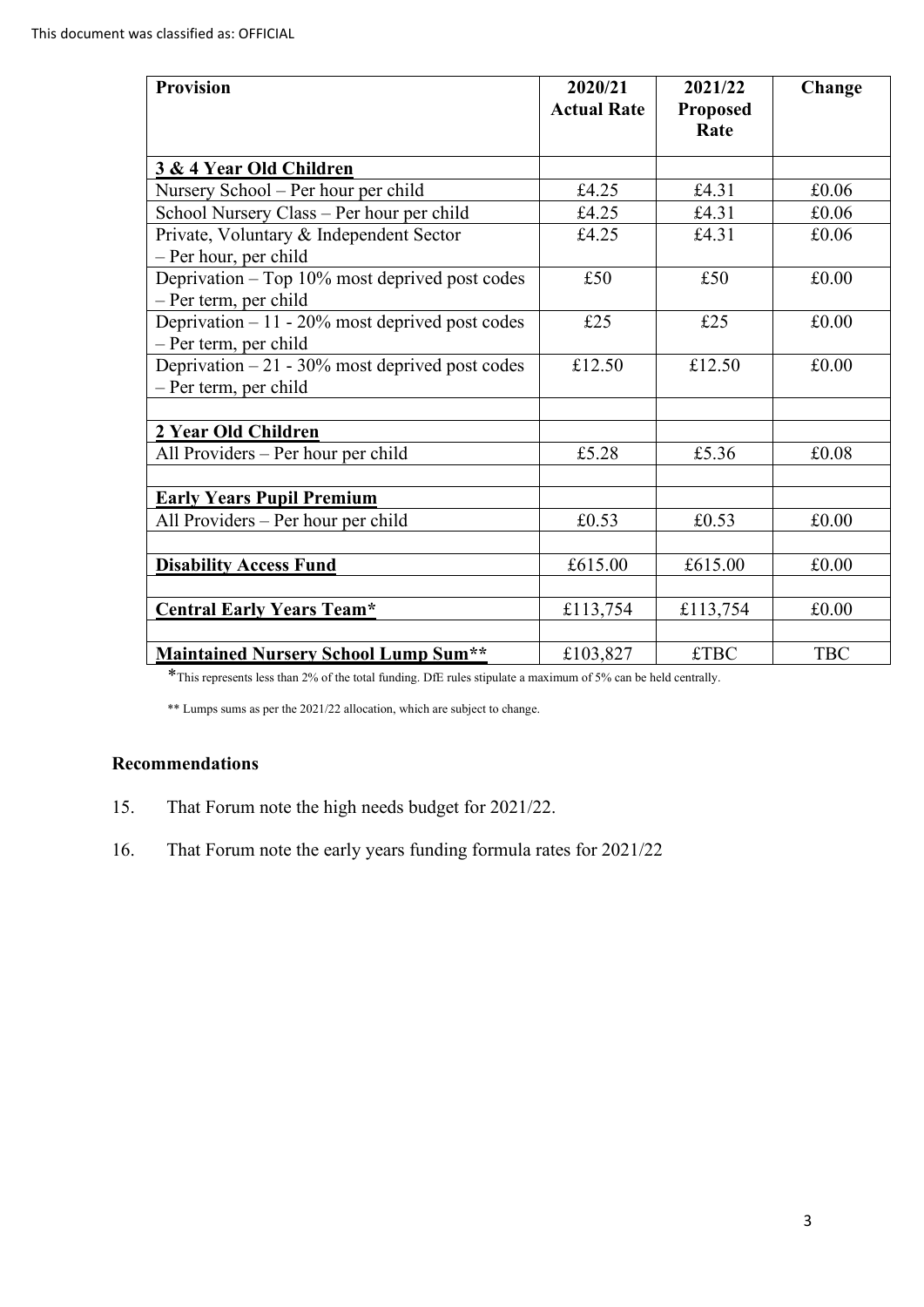| Provision | 2020/21 Actual Rate | 2021/22 Proposed Rate | Change |
|---|---|---|---|
| **3 & 4 Year Old Children** | | | |
| Nursery School – Per hour per child | £4.25 | £4.31 | £0.06 |
| School Nursery Class – Per hour per child | £4.25 | £4.31 | £0.06 |
| Private, Voluntary & Independent Sector – Per hour, per child | £4.25 | £4.31 | £0.06 |
| Deprivation – Top 10% most deprived post codes – Per term, per child | £50 | £50 | £0.00 |
| Deprivation – 11 - 20% most deprived post codes – Per term, per child | £25 | £25 | £0.00 |
| Deprivation – 21 - 30% most deprived post codes – Per term, per child | £12.50 | £12.50 | £0.00 |
| | | | |
| **2 Year Old Children** | | | |
| All Providers – Per hour per child | £5.28 | £5.36 | £0.08 |
| | | | |
| **Early Years Pupil Premium** | | | |
| All Providers – Per hour per child | £0.53 | £0.53 | £0.00 |
| | | | |
| **Disability Access Fund** | £615.00 | £615.00 | £0.00 |
| | | | |
| **Central Early Years Team*** | £113,754 | £113,754 | £0.00 |
| | | | |
| **Maintained Nursery School Lump Sum**** | £103,827 | £TBC | TBC |

*This represents less than 2% of the total funding. DfE rules stipulate a maximum of 5% can be held centrally.

** Lumps sums as per the 2021/22 allocation, which are subject to change.

## Recommendations

15. That Forum note the high needs budget for 2021/22.

16. That Forum note the early years funding formula rates for 2021/22